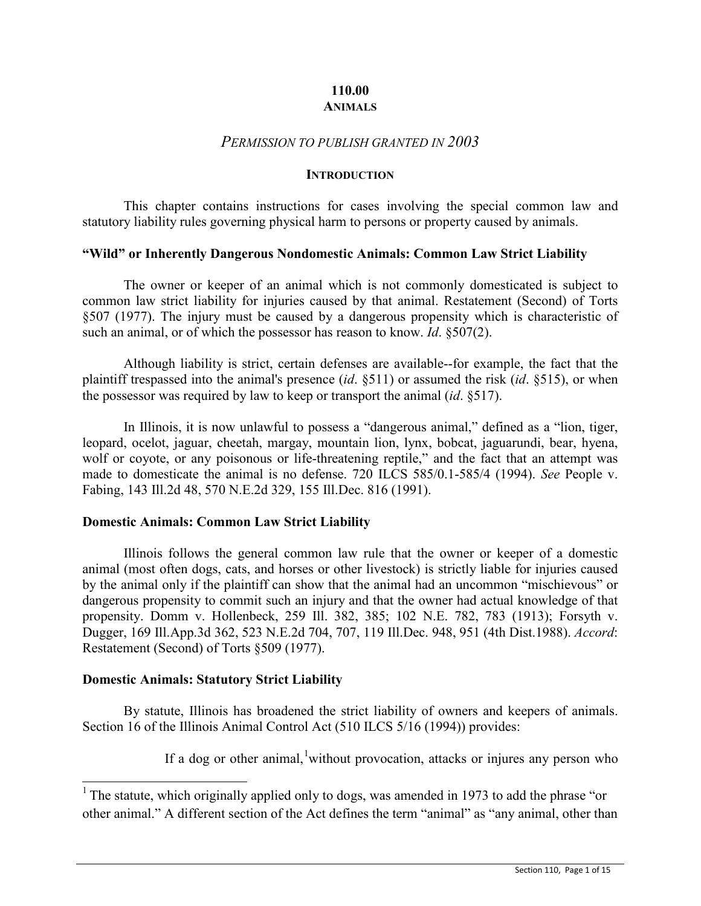# 110.00
## ANIMALS

*PERMISSION TO PUBLISH GRANTED IN 2003*

### INTRODUCTION

This chapter contains instructions for cases involving the special common law and statutory liability rules governing physical harm to persons or property caused by animals.

**"Wild" or Inherently Dangerous Nondomestic Animals: Common Law Strict Liability**

The owner or keeper of an animal which is not commonly domesticated is subject to common law strict liability for injuries caused by that animal. Restatement (Second) of Torts §507 (1977). The injury must be caused by a dangerous propensity which is characteristic of such an animal, or of which the possessor has reason to know. *Id*. §507(2).

Although liability is strict, certain defenses are available--for example, the fact that the plaintiff trespassed into the animal's presence (*id*. §511) or assumed the risk (*id*. §515), or when the possessor was required by law to keep or transport the animal (*id*. §517).

In Illinois, it is now unlawful to possess a "dangerous animal," defined as a "lion, tiger, leopard, ocelot, jaguar, cheetah, margay, mountain lion, lynx, bobcat, jaguarundi, bear, hyena, wolf or coyote, or any poisonous or life-threatening reptile," and the fact that an attempt was made to domesticate the animal is no defense. 720 ILCS 585/0.1-585/4 (1994). *See* People v. Fabing, 143 Ill.2d 48, 570 N.E.2d 329, 155 Ill.Dec. 816 (1991).

**Domestic Animals: Common Law Strict Liability**

Illinois follows the general common law rule that the owner or keeper of a domestic animal (most often dogs, cats, and horses or other livestock) is strictly liable for injuries caused by the animal only if the plaintiff can show that the animal had an uncommon "mischievous" or dangerous propensity to commit such an injury and that the owner had actual knowledge of that propensity. Domm v. Hollenbeck, 259 Ill. 382, 385; 102 N.E. 782, 783 (1913); Forsyth v. Dugger, 169 Ill.App.3d 362, 523 N.E.2d 704, 707, 119 Ill.Dec. 948, 951 (4th Dist.1988). *Accord*: Restatement (Second) of Torts §509 (1977).

**Domestic Animals: Statutory Strict Liability**

By statute, Illinois has broadened the strict liability of owners and keepers of animals. Section 16 of the Illinois Animal Control Act (510 ILCS 5/16 (1994)) provides:

> If a dog or other animal,[1] without provocation, attacks or injures any person who

[1] The statute, which originally applied only to dogs, was amended in 1973 to add the phrase "or other animal." A different section of the Act defines the term "animal" as "any animal, other than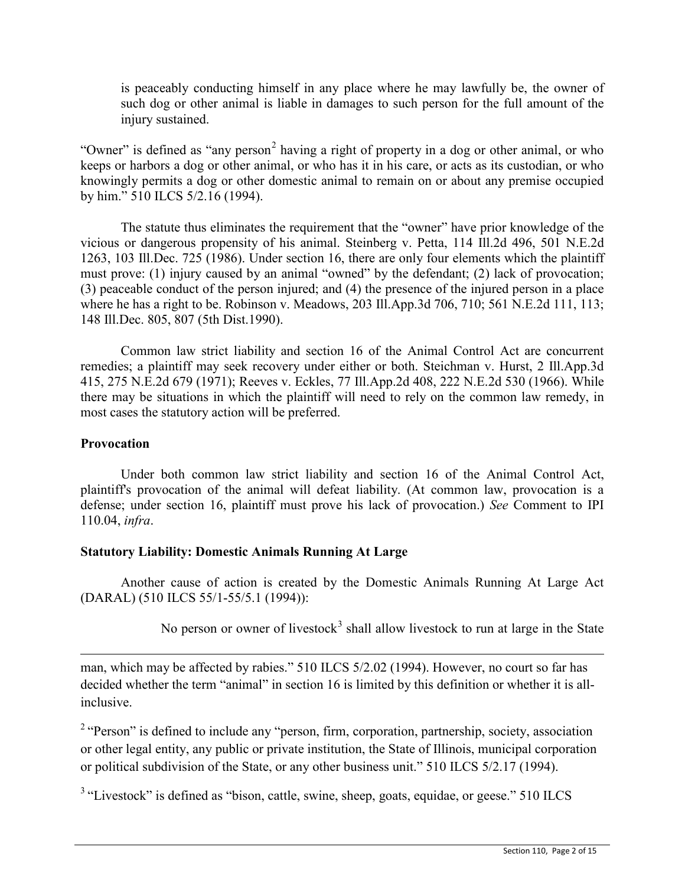is peaceably conducting himself in any place where he may lawfully be, the owner of such dog or other animal is liable in damages to such person for the full amount of the injury sustained.

"Owner" is defined as "any person[2] having a right of property in a dog or other animal, or who keeps or harbors a dog or other animal, or who has it in his care, or acts as its custodian, or who knowingly permits a dog or other domestic animal to remain on or about any premise occupied by him." 510 ILCS 5/2.16 (1994).

The statute thus eliminates the requirement that the "owner" have prior knowledge of the vicious or dangerous propensity of his animal. Steinberg v. Petta, 114 Ill.2d 496, 501 N.E.2d 1263, 103 Ill.Dec. 725 (1986). Under section 16, there are only four elements which the plaintiff must prove: (1) injury caused by an animal "owned" by the defendant; (2) lack of provocation; (3) peaceable conduct of the person injured; and (4) the presence of the injured person in a place where he has a right to be. Robinson v. Meadows, 203 Ill.App.3d 706, 710; 561 N.E.2d 111, 113; 148 Ill.Dec. 805, 807 (5th Dist.1990).

Common law strict liability and section 16 of the Animal Control Act are concurrent remedies; a plaintiff may seek recovery under either or both. Steichman v. Hurst, 2 Ill.App.3d 415, 275 N.E.2d 679 (1971); Reeves v. Eckles, 77 Ill.App.2d 408, 222 N.E.2d 530 (1966). While there may be situations in which the plaintiff will need to rely on the common law remedy, in most cases the statutory action will be preferred.

**Provocation**

Under both common law strict liability and section 16 of the Animal Control Act, plaintiff's provocation of the animal will defeat liability. (At common law, provocation is a defense; under section 16, plaintiff must prove his lack of provocation.) *See* Comment to IPI 110.04, *infra*.

**Statutory Liability: Domestic Animals Running At Large**

Another cause of action is created by the Domestic Animals Running At Large Act (DARAL) (510 ILCS 55/1-55/5.1 (1994)):

No person or owner of livestock[3] shall allow livestock to run at large in the State

---

man, which may be affected by rabies." 510 ILCS 5/2.02 (1994). However, no court so far has decided whether the term "animal" in section 16 is limited by this definition or whether it is all-inclusive.

[2] "Person" is defined to include any "person, firm, corporation, partnership, society, association or other legal entity, any public or private institution, the State of Illinois, municipal corporation or political subdivision of the State, or any other business unit." 510 ILCS 5/2.17 (1994).

[3] "Livestock" is defined as "bison, cattle, swine, sheep, goats, equidae, or geese." 510 ILCS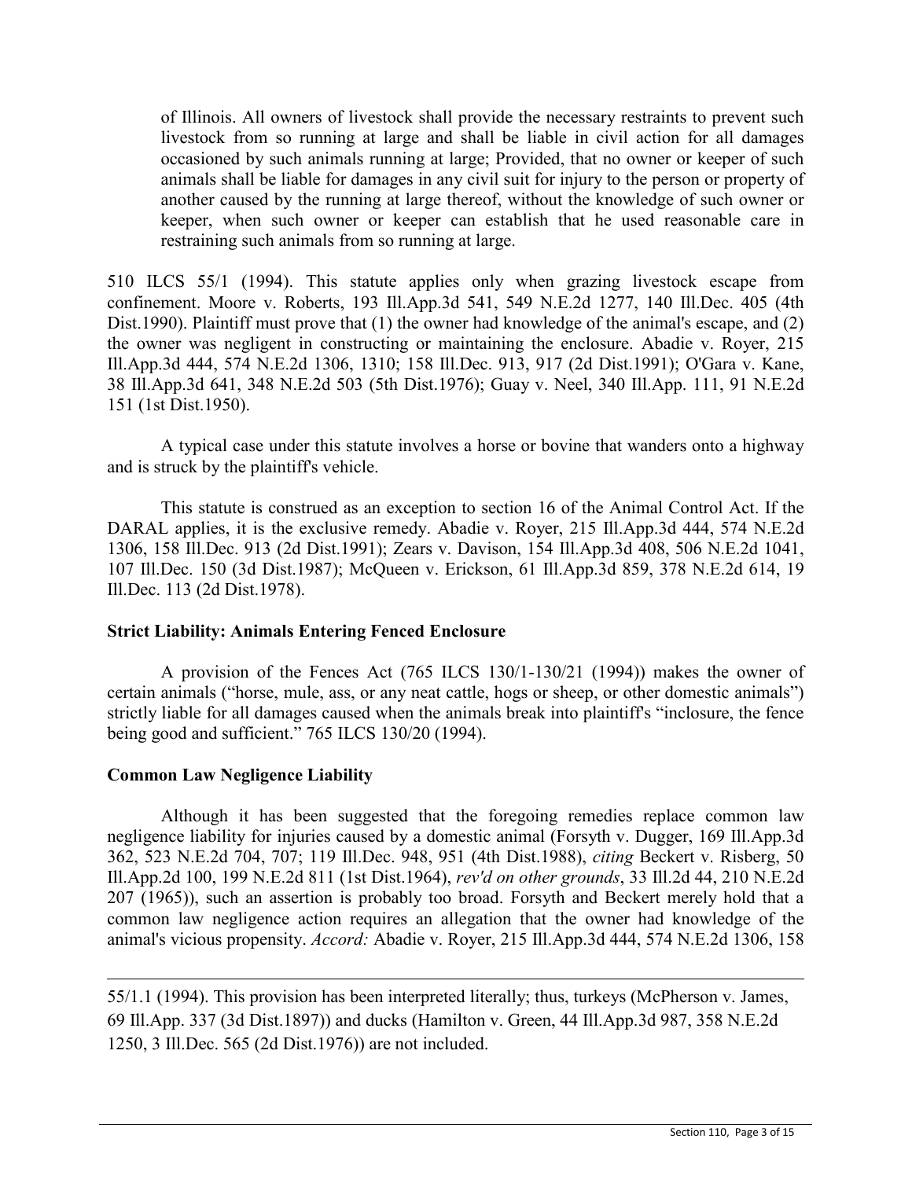> of Illinois. All owners of livestock shall provide the necessary restraints to prevent such livestock from so running at large and shall be liable in civil action for all damages occasioned by such animals running at large; Provided, that no owner or keeper of such animals shall be liable for damages in any civil suit for injury to the person or property of another caused by the running at large thereof, without the knowledge of such owner or keeper, when such owner or keeper can establish that he used reasonable care in restraining such animals from so running at large.

510 ILCS 55/1 (1994). This statute applies only when grazing livestock escape from confinement. Moore v. Roberts, 193 Ill.App.3d 541, 549 N.E.2d 1277, 140 Ill.Dec. 405 (4th Dist.1990). Plaintiff must prove that (1) the owner had knowledge of the animal's escape, and (2) the owner was negligent in constructing or maintaining the enclosure. Abadie v. Royer, 215 Ill.App.3d 444, 574 N.E.2d 1306, 1310; 158 Ill.Dec. 913, 917 (2d Dist.1991); O'Gara v. Kane, 38 Ill.App.3d 641, 348 N.E.2d 503 (5th Dist.1976); Guay v. Neel, 340 Ill.App. 111, 91 N.E.2d 151 (1st Dist.1950).

A typical case under this statute involves a horse or bovine that wanders onto a highway and is struck by the plaintiff's vehicle.

This statute is construed as an exception to section 16 of the Animal Control Act. If the DARAL applies, it is the exclusive remedy. Abadie v. Royer, 215 Ill.App.3d 444, 574 N.E.2d 1306, 158 Ill.Dec. 913 (2d Dist.1991); Zears v. Davison, 154 Ill.App.3d 408, 506 N.E.2d 1041, 107 Ill.Dec. 150 (3d Dist.1987); McQueen v. Erickson, 61 Ill.App.3d 859, 378 N.E.2d 614, 19 Ill.Dec. 113 (2d Dist.1978).

**Strict Liability: Animals Entering Fenced Enclosure**

A provision of the Fences Act (765 ILCS 130/1-130/21 (1994)) makes the owner of certain animals ("horse, mule, ass, or any neat cattle, hogs or sheep, or other domestic animals") strictly liable for all damages caused when the animals break into plaintiff's "inclosure, the fence being good and sufficient." 765 ILCS 130/20 (1994).

**Common Law Negligence Liability**

Although it has been suggested that the foregoing remedies replace common law negligence liability for injuries caused by a domestic animal (Forsyth v. Dugger, 169 Ill.App.3d 362, 523 N.E.2d 704, 707; 119 Ill.Dec. 948, 951 (4th Dist.1988), *citing* Beckert v. Risberg, 50 Ill.App.2d 100, 199 N.E.2d 811 (1st Dist.1964), *rev'd on other grounds*, 33 Ill.2d 44, 210 N.E.2d 207 (1965)), such an assertion is probably too broad. Forsyth and Beckert merely hold that a common law negligence action requires an allegation that the owner had knowledge of the animal's vicious propensity. *Accord:* Abadie v. Royer, 215 Ill.App.3d 444, 574 N.E.2d 1306, 158

---

55/1.1 (1994). This provision has been interpreted literally; thus, turkeys (McPherson v. James, 69 Ill.App. 337 (3d Dist.1897)) and ducks (Hamilton v. Green, 44 Ill.App.3d 987, 358 N.E.2d 1250, 3 Ill.Dec. 565 (2d Dist.1976)) are not included.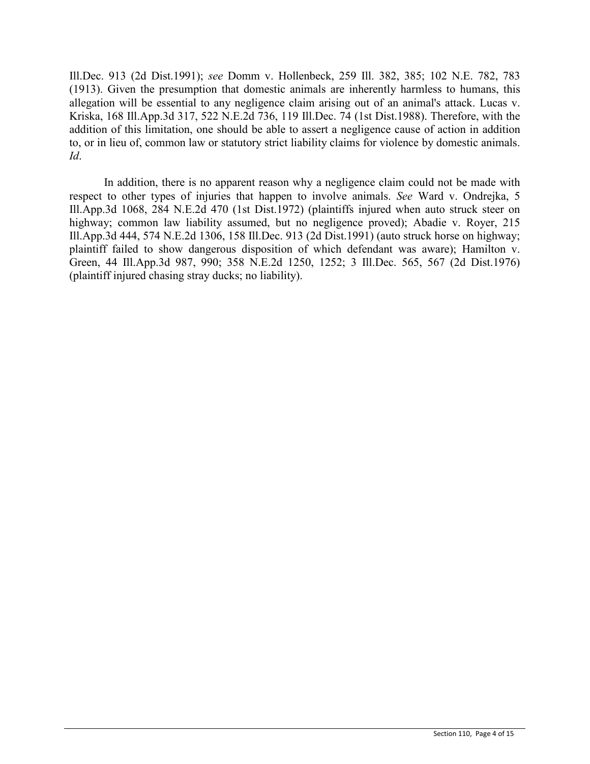Ill.Dec. 913 (2d Dist.1991); *see* Domm v. Hollenbeck, 259 Ill. 382, 385; 102 N.E. 782, 783 (1913). Given the presumption that domestic animals are inherently harmless to humans, this allegation will be essential to any negligence claim arising out of an animal's attack. Lucas v. Kriska, 168 Ill.App.3d 317, 522 N.E.2d 736, 119 Ill.Dec. 74 (1st Dist.1988). Therefore, with the addition of this limitation, one should be able to assert a negligence cause of action in addition to, or in lieu of, common law or statutory strict liability claims for violence by domestic animals. *Id*.

In addition, there is no apparent reason why a negligence claim could not be made with respect to other types of injuries that happen to involve animals. *See* Ward v. Ondrejka, 5 Ill.App.3d 1068, 284 N.E.2d 470 (1st Dist.1972) (plaintiffs injured when auto struck steer on highway; common law liability assumed, but no negligence proved); Abadie v. Royer, 215 Ill.App.3d 444, 574 N.E.2d 1306, 158 Ill.Dec. 913 (2d Dist.1991) (auto struck horse on highway; plaintiff failed to show dangerous disposition of which defendant was aware); Hamilton v. Green, 44 Ill.App.3d 987, 990; 358 N.E.2d 1250, 1252; 3 Ill.Dec. 565, 567 (2d Dist.1976) (plaintiff injured chasing stray ducks; no liability).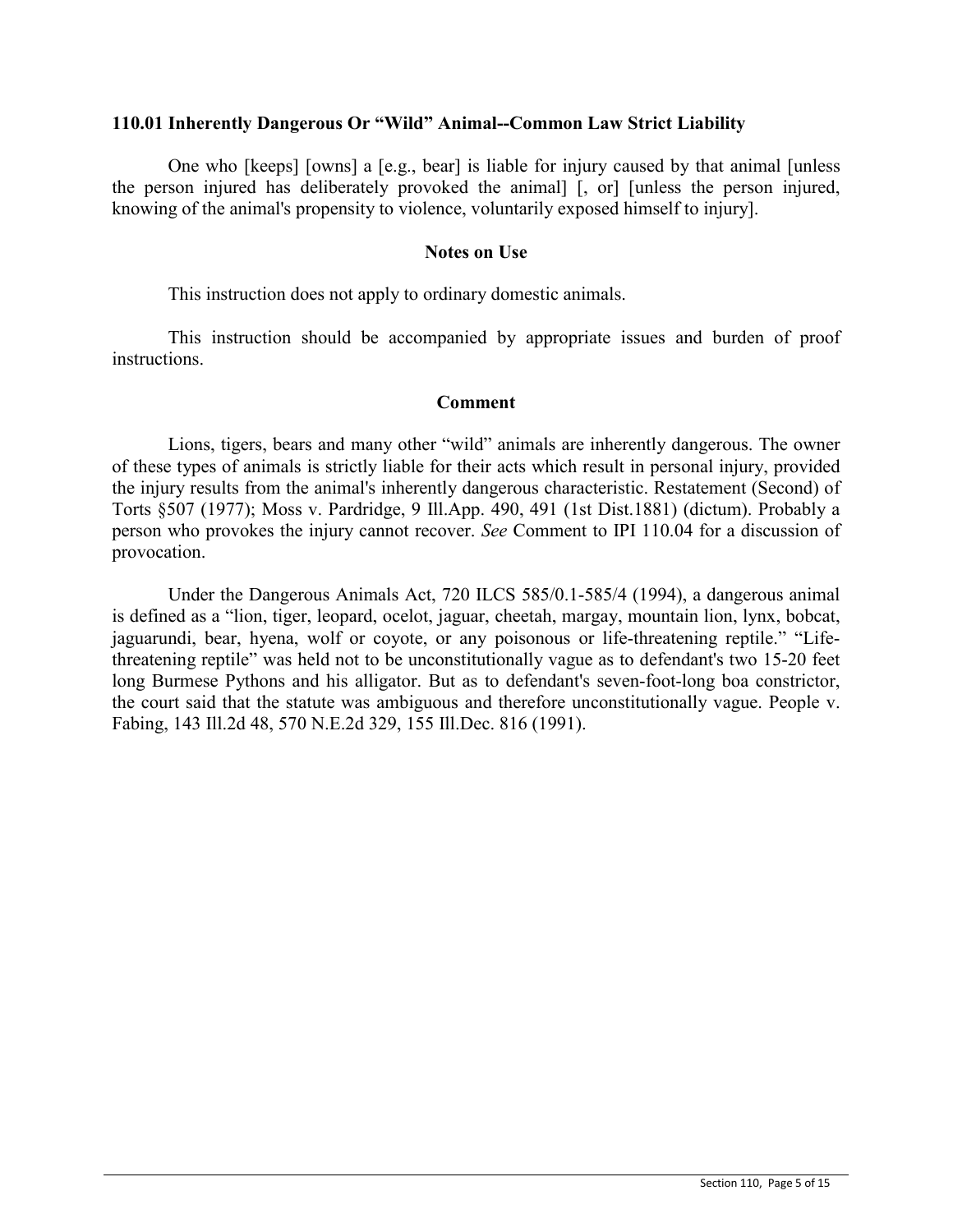### 110.01 Inherently Dangerous Or "Wild" Animal--Common Law Strict Liability

One who [keeps] [owns] a [e.g., bear] is liable for injury caused by that animal [unless the person injured has deliberately provoked the animal] [, or] [unless the person injured, knowing of the animal's propensity to violence, voluntarily exposed himself to injury].

#### Notes on Use

This instruction does not apply to ordinary domestic animals.

This instruction should be accompanied by appropriate issues and burden of proof instructions.

#### Comment

Lions, tigers, bears and many other "wild" animals are inherently dangerous. The owner of these types of animals is strictly liable for their acts which result in personal injury, provided the injury results from the animal's inherently dangerous characteristic. Restatement (Second) of Torts §507 (1977); Moss v. Pardridge, 9 Ill.App. 490, 491 (1st Dist.1881) (dictum). Probably a person who provokes the injury cannot recover. *See* Comment to IPI 110.04 for a discussion of provocation.

Under the Dangerous Animals Act, 720 ILCS 585/0.1-585/4 (1994), a dangerous animal is defined as a "lion, tiger, leopard, ocelot, jaguar, cheetah, margay, mountain lion, lynx, bobcat, jaguarundi, bear, hyena, wolf or coyote, or any poisonous or life-threatening reptile." "Life-threatening reptile" was held not to be unconstitutionally vague as to defendant's two 15-20 feet long Burmese Pythons and his alligator. But as to defendant's seven-foot-long boa constrictor, the court said that the statute was ambiguous and therefore unconstitutionally vague. People v. Fabing, 143 Ill.2d 48, 570 N.E.2d 329, 155 Ill.Dec. 816 (1991).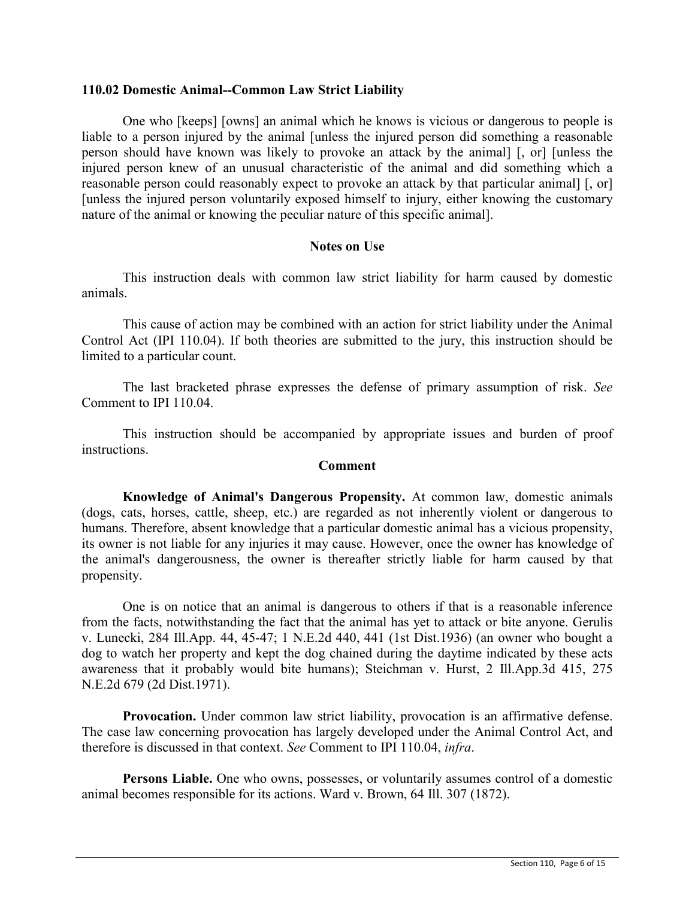## 110.02 Domestic Animal--Common Law Strict Liability

One who [keeps] [owns] an animal which he knows is vicious or dangerous to people is liable to a person injured by the animal [unless the injured person did something a reasonable person should have known was likely to provoke an attack by the animal] [, or] [unless the injured person knew of an unusual characteristic of the animal and did something which a reasonable person could reasonably expect to provoke an attack by that particular animal] [, or] [unless the injured person voluntarily exposed himself to injury, either knowing the customary nature of the animal or knowing the peculiar nature of this specific animal].

### Notes on Use

This instruction deals with common law strict liability for harm caused by domestic animals.

This cause of action may be combined with an action for strict liability under the Animal Control Act (IPI 110.04). If both theories are submitted to the jury, this instruction should be limited to a particular count.

The last bracketed phrase expresses the defense of primary assumption of risk. *See* Comment to IPI 110.04.

This instruction should be accompanied by appropriate issues and burden of proof instructions.

### Comment

**Knowledge of Animal's Dangerous Propensity.** At common law, domestic animals (dogs, cats, horses, cattle, sheep, etc.) are regarded as not inherently violent or dangerous to humans. Therefore, absent knowledge that a particular domestic animal has a vicious propensity, its owner is not liable for any injuries it may cause. However, once the owner has knowledge of the animal's dangerousness, the owner is thereafter strictly liable for harm caused by that propensity.

One is on notice that an animal is dangerous to others if that is a reasonable inference from the facts, notwithstanding the fact that the animal has yet to attack or bite anyone. Gerulis v. Lunecki, 284 Ill.App. 44, 45-47; 1 N.E.2d 440, 441 (1st Dist.1936) (an owner who bought a dog to watch her property and kept the dog chained during the daytime indicated by these acts awareness that it probably would bite humans); Steichman v. Hurst, 2 Ill.App.3d 415, 275 N.E.2d 679 (2d Dist.1971).

**Provocation.** Under common law strict liability, provocation is an affirmative defense. The case law concerning provocation has largely developed under the Animal Control Act, and therefore is discussed in that context. *See* Comment to IPI 110.04, *infra*.

**Persons Liable.** One who owns, possesses, or voluntarily assumes control of a domestic animal becomes responsible for its actions. Ward v. Brown, 64 Ill. 307 (1872).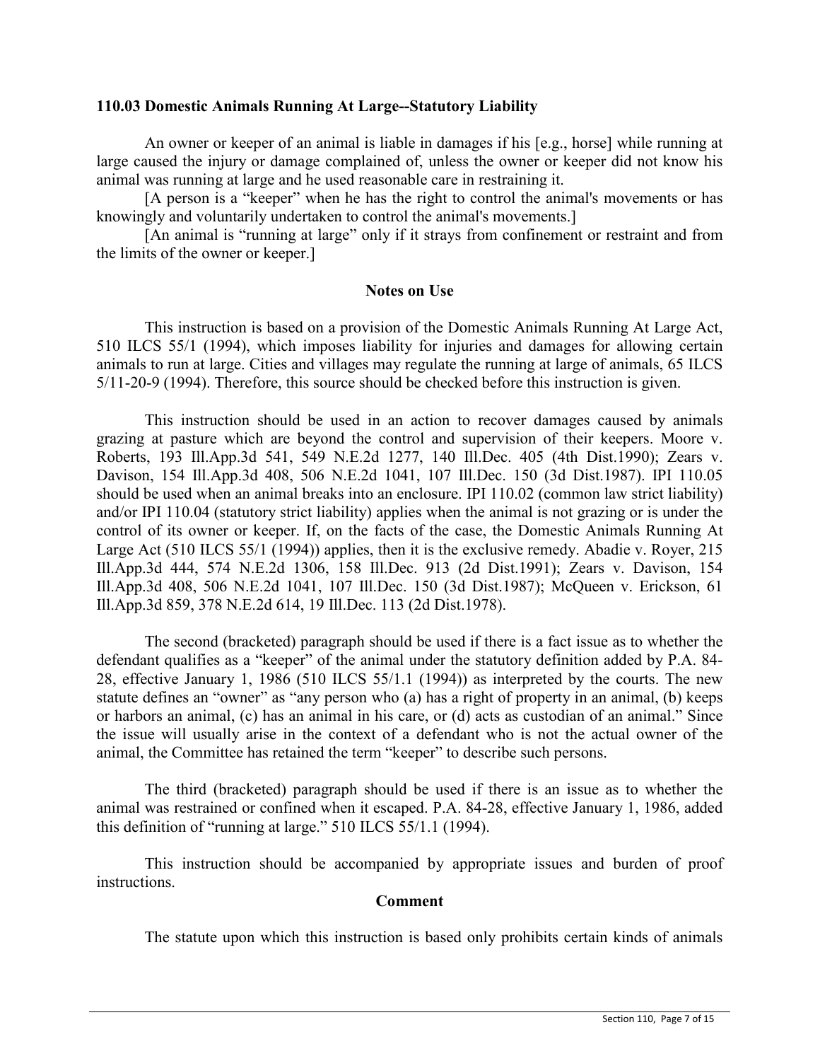### 110.03 Domestic Animals Running At Large--Statutory Liability

An owner or keeper of an animal is liable in damages if his [e.g., horse] while running at large caused the injury or damage complained of, unless the owner or keeper did not know his animal was running at large and he used reasonable care in restraining it.

[A person is a "keeper" when he has the right to control the animal's movements or has knowingly and voluntarily undertaken to control the animal's movements.]

[An animal is "running at large" only if it strays from confinement or restraint and from the limits of the owner or keeper.]

#### Notes on Use

This instruction is based on a provision of the Domestic Animals Running At Large Act, 510 ILCS 55/1 (1994), which imposes liability for injuries and damages for allowing certain animals to run at large. Cities and villages may regulate the running at large of animals, 65 ILCS 5/11-20-9 (1994). Therefore, this source should be checked before this instruction is given.

This instruction should be used in an action to recover damages caused by animals grazing at pasture which are beyond the control and supervision of their keepers. Moore v. Roberts, 193 Ill.App.3d 541, 549 N.E.2d 1277, 140 Ill.Dec. 405 (4th Dist.1990); Zears v. Davison, 154 Ill.App.3d 408, 506 N.E.2d 1041, 107 Ill.Dec. 150 (3d Dist.1987). IPI 110.05 should be used when an animal breaks into an enclosure. IPI 110.02 (common law strict liability) and/or IPI 110.04 (statutory strict liability) applies when the animal is not grazing or is under the control of its owner or keeper. If, on the facts of the case, the Domestic Animals Running At Large Act (510 ILCS 55/1 (1994)) applies, then it is the exclusive remedy. Abadie v. Royer, 215 Ill.App.3d 444, 574 N.E.2d 1306, 158 Ill.Dec. 913 (2d Dist.1991); Zears v. Davison, 154 Ill.App.3d 408, 506 N.E.2d 1041, 107 Ill.Dec. 150 (3d Dist.1987); McQueen v. Erickson, 61 Ill.App.3d 859, 378 N.E.2d 614, 19 Ill.Dec. 113 (2d Dist.1978).

The second (bracketed) paragraph should be used if there is a fact issue as to whether the defendant qualifies as a "keeper" of the animal under the statutory definition added by P.A. 84-28, effective January 1, 1986 (510 ILCS 55/1.1 (1994)) as interpreted by the courts. The new statute defines an "owner" as "any person who (a) has a right of property in an animal, (b) keeps or harbors an animal, (c) has an animal in his care, or (d) acts as custodian of an animal." Since the issue will usually arise in the context of a defendant who is not the actual owner of the animal, the Committee has retained the term "keeper" to describe such persons.

The third (bracketed) paragraph should be used if there is an issue as to whether the animal was restrained or confined when it escaped. P.A. 84-28, effective January 1, 1986, added this definition of "running at large." 510 ILCS 55/1.1 (1994).

This instruction should be accompanied by appropriate issues and burden of proof instructions.

#### Comment

The statute upon which this instruction is based only prohibits certain kinds of animals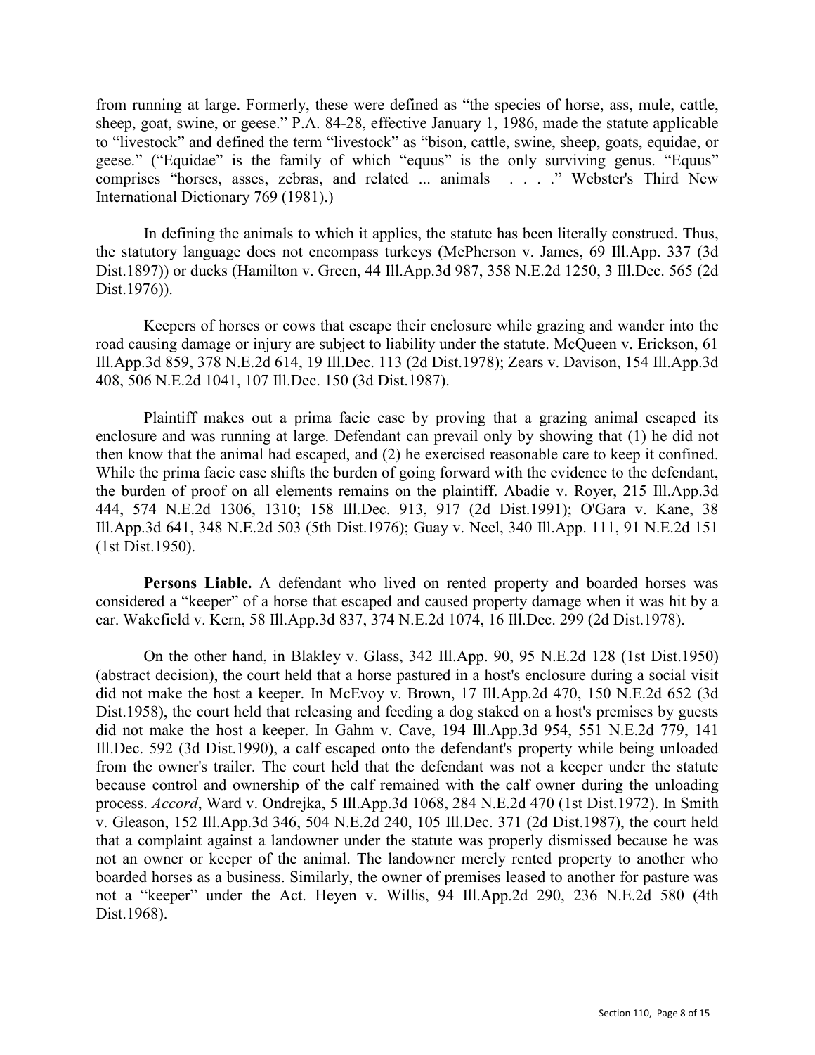from running at large. Formerly, these were defined as "the species of horse, ass, mule, cattle, sheep, goat, swine, or geese." P.A. 84-28, effective January 1, 1986, made the statute applicable to "livestock" and defined the term "livestock" as "bison, cattle, swine, sheep, goats, equidae, or geese." ("Equidae" is the family of which "equus" is the only surviving genus. "Equus" comprises "horses, asses, zebras, and related ... animals . . . ." Webster's Third New International Dictionary 769 (1981).)

In defining the animals to which it applies, the statute has been literally construed. Thus, the statutory language does not encompass turkeys (McPherson v. James, 69 Ill.App. 337 (3d Dist.1897)) or ducks (Hamilton v. Green, 44 Ill.App.3d 987, 358 N.E.2d 1250, 3 Ill.Dec. 565 (2d Dist.1976)).

Keepers of horses or cows that escape their enclosure while grazing and wander into the road causing damage or injury are subject to liability under the statute. McQueen v. Erickson, 61 Ill.App.3d 859, 378 N.E.2d 614, 19 Ill.Dec. 113 (2d Dist.1978); Zears v. Davison, 154 Ill.App.3d 408, 506 N.E.2d 1041, 107 Ill.Dec. 150 (3d Dist.1987).

Plaintiff makes out a prima facie case by proving that a grazing animal escaped its enclosure and was running at large. Defendant can prevail only by showing that (1) he did not then know that the animal had escaped, and (2) he exercised reasonable care to keep it confined. While the prima facie case shifts the burden of going forward with the evidence to the defendant, the burden of proof on all elements remains on the plaintiff. Abadie v. Royer, 215 Ill.App.3d 444, 574 N.E.2d 1306, 1310; 158 Ill.Dec. 913, 917 (2d Dist.1991); O'Gara v. Kane, 38 Ill.App.3d 641, 348 N.E.2d 503 (5th Dist.1976); Guay v. Neel, 340 Ill.App. 111, 91 N.E.2d 151 (1st Dist.1950).

**Persons Liable.** A defendant who lived on rented property and boarded horses was considered a "keeper" of a horse that escaped and caused property damage when it was hit by a car. Wakefield v. Kern, 58 Ill.App.3d 837, 374 N.E.2d 1074, 16 Ill.Dec. 299 (2d Dist.1978).

On the other hand, in Blakley v. Glass, 342 Ill.App. 90, 95 N.E.2d 128 (1st Dist.1950) (abstract decision), the court held that a horse pastured in a host's enclosure during a social visit did not make the host a keeper. In McEvoy v. Brown, 17 Ill.App.2d 470, 150 N.E.2d 652 (3d Dist.1958), the court held that releasing and feeding a dog staked on a host's premises by guests did not make the host a keeper. In Gahm v. Cave, 194 Ill.App.3d 954, 551 N.E.2d 779, 141 Ill.Dec. 592 (3d Dist.1990), a calf escaped onto the defendant's property while being unloaded from the owner's trailer. The court held that the defendant was not a keeper under the statute because control and ownership of the calf remained with the calf owner during the unloading process. *Accord*, Ward v. Ondrejka, 5 Ill.App.3d 1068, 284 N.E.2d 470 (1st Dist.1972). In Smith v. Gleason, 152 Ill.App.3d 346, 504 N.E.2d 240, 105 Ill.Dec. 371 (2d Dist.1987), the court held that a complaint against a landowner under the statute was properly dismissed because he was not an owner or keeper of the animal. The landowner merely rented property to another who boarded horses as a business. Similarly, the owner of premises leased to another for pasture was not a "keeper" under the Act. Heyen v. Willis, 94 Ill.App.2d 290, 236 N.E.2d 580 (4th Dist.1968).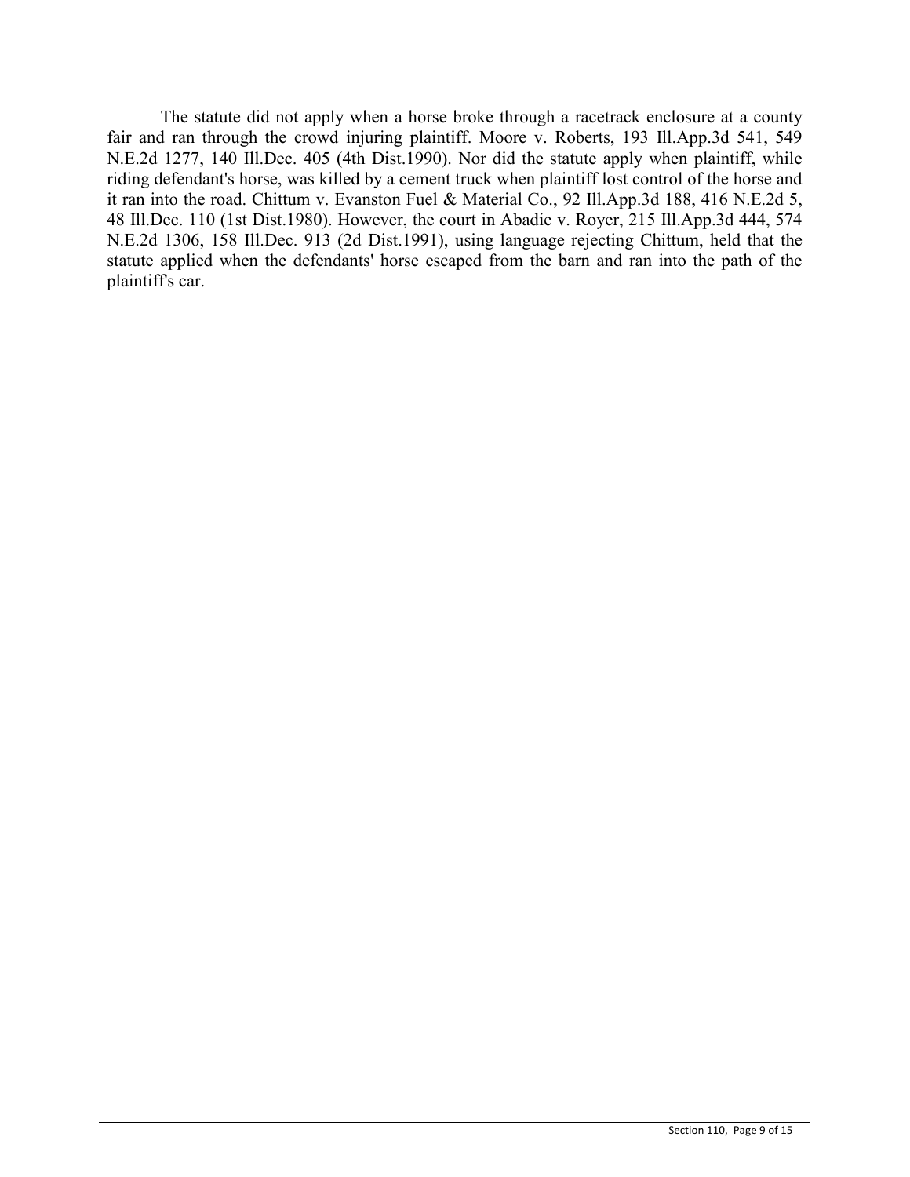The statute did not apply when a horse broke through a racetrack enclosure at a county fair and ran through the crowd injuring plaintiff. Moore v. Roberts, 193 Ill.App.3d 541, 549 N.E.2d 1277, 140 Ill.Dec. 405 (4th Dist.1990). Nor did the statute apply when plaintiff, while riding defendant's horse, was killed by a cement truck when plaintiff lost control of the horse and it ran into the road. Chittum v. Evanston Fuel & Material Co., 92 Ill.App.3d 188, 416 N.E.2d 5, 48 Ill.Dec. 110 (1st Dist.1980). However, the court in Abadie v. Royer, 215 Ill.App.3d 444, 574 N.E.2d 1306, 158 Ill.Dec. 913 (2d Dist.1991), using language rejecting Chittum, held that the statute applied when the defendants' horse escaped from the barn and ran into the path of the plaintiff's car.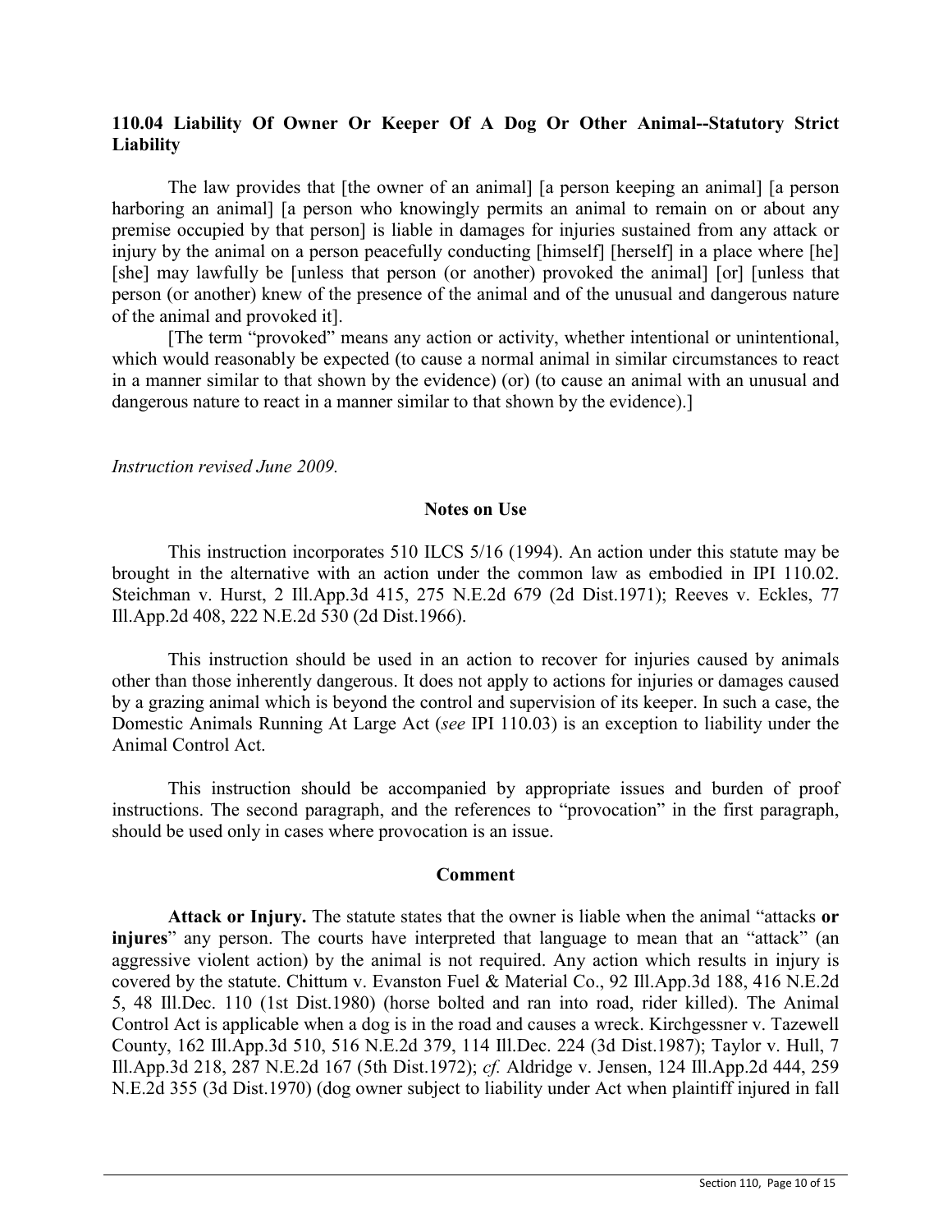## 110.04 Liability Of Owner Or Keeper Of A Dog Or Other Animal--Statutory Strict Liability

The law provides that [the owner of an animal] [a person keeping an animal] [a person harboring an animal] [a person who knowingly permits an animal to remain on or about any premise occupied by that person] is liable in damages for injuries sustained from any attack or injury by the animal on a person peacefully conducting [himself] [herself] in a place where [he] [she] may lawfully be [unless that person (or another) provoked the animal] [or] [unless that person (or another) knew of the presence of the animal and of the unusual and dangerous nature of the animal and provoked it].

[The term "provoked" means any action or activity, whether intentional or unintentional, which would reasonably be expected (to cause a normal animal in similar circumstances to react in a manner similar to that shown by the evidence) (or) (to cause an animal with an unusual and dangerous nature to react in a manner similar to that shown by the evidence).]

*Instruction revised June 2009.*

### Notes on Use

This instruction incorporates 510 ILCS 5/16 (1994). An action under this statute may be brought in the alternative with an action under the common law as embodied in IPI 110.02. Steichman v. Hurst, 2 Ill.App.3d 415, 275 N.E.2d 679 (2d Dist.1971); Reeves v. Eckles, 77 Ill.App.2d 408, 222 N.E.2d 530 (2d Dist.1966).

This instruction should be used in an action to recover for injuries caused by animals other than those inherently dangerous. It does not apply to actions for injuries or damages caused by a grazing animal which is beyond the control and supervision of its keeper. In such a case, the Domestic Animals Running At Large Act (*see* IPI 110.03) is an exception to liability under the Animal Control Act.

This instruction should be accompanied by appropriate issues and burden of proof instructions. The second paragraph, and the references to "provocation" in the first paragraph, should be used only in cases where provocation is an issue.

### Comment

**Attack or Injury.** The statute states that the owner is liable when the animal "attacks **or injures**" any person. The courts have interpreted that language to mean that an "attack" (an aggressive violent action) by the animal is not required. Any action which results in injury is covered by the statute. Chittum v. Evanston Fuel & Material Co., 92 Ill.App.3d 188, 416 N.E.2d 5, 48 Ill.Dec. 110 (1st Dist.1980) (horse bolted and ran into road, rider killed). The Animal Control Act is applicable when a dog is in the road and causes a wreck. Kirchgessner v. Tazewell County, 162 Ill.App.3d 510, 516 N.E.2d 379, 114 Ill.Dec. 224 (3d Dist.1987); Taylor v. Hull, 7 Ill.App.3d 218, 287 N.E.2d 167 (5th Dist.1972); *cf.* Aldridge v. Jensen, 124 Ill.App.2d 444, 259 N.E.2d 355 (3d Dist.1970) (dog owner subject to liability under Act when plaintiff injured in fall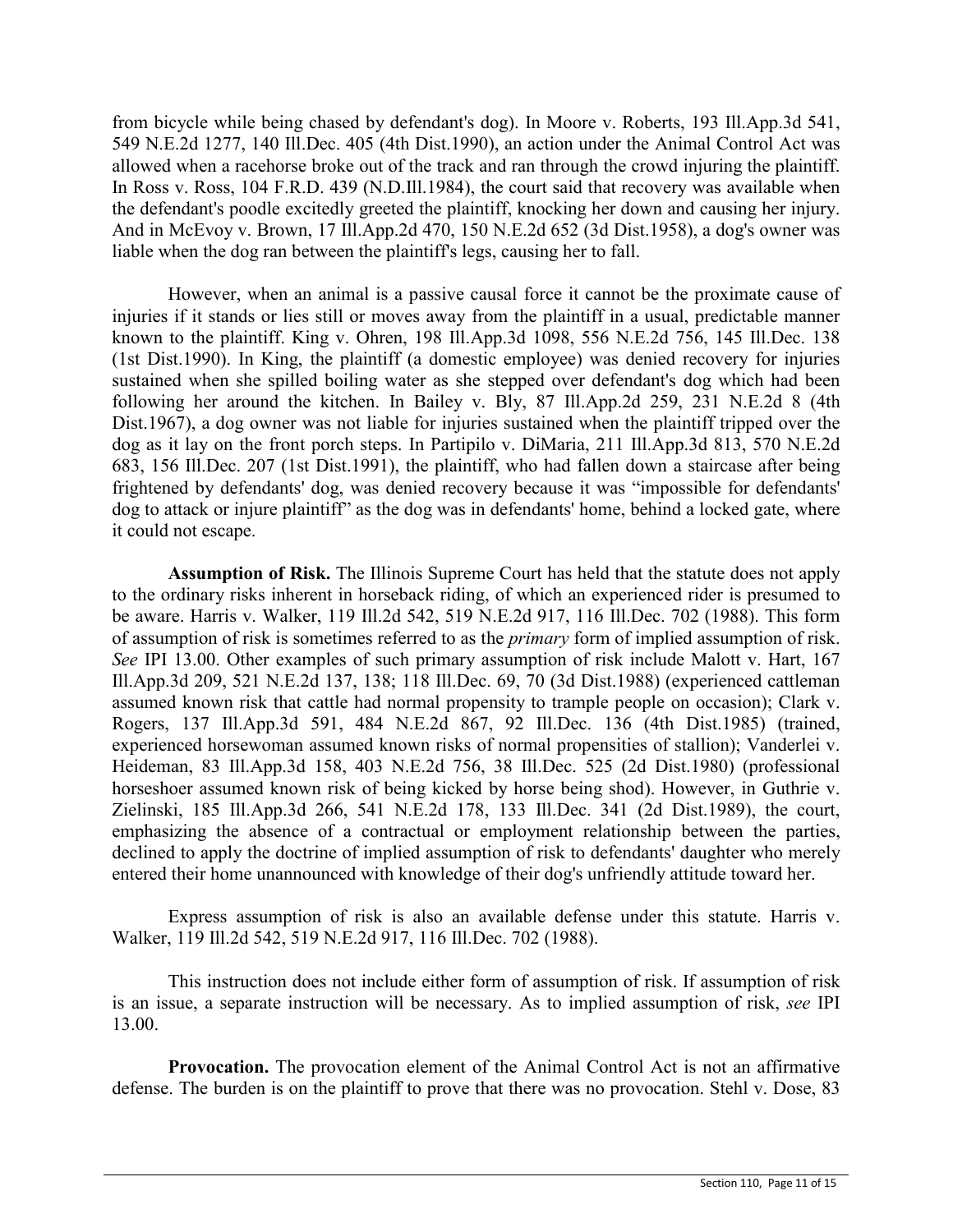from bicycle while being chased by defendant's dog). In Moore v. Roberts, 193 Ill.App.3d 541, 549 N.E.2d 1277, 140 Ill.Dec. 405 (4th Dist.1990), an action under the Animal Control Act was allowed when a racehorse broke out of the track and ran through the crowd injuring the plaintiff. In Ross v. Ross, 104 F.R.D. 439 (N.D.Ill.1984), the court said that recovery was available when the defendant's poodle excitedly greeted the plaintiff, knocking her down and causing her injury. And in McEvoy v. Brown, 17 Ill.App.2d 470, 150 N.E.2d 652 (3d Dist.1958), a dog's owner was liable when the dog ran between the plaintiff's legs, causing her to fall.

However, when an animal is a passive causal force it cannot be the proximate cause of injuries if it stands or lies still or moves away from the plaintiff in a usual, predictable manner known to the plaintiff. King v. Ohren, 198 Ill.App.3d 1098, 556 N.E.2d 756, 145 Ill.Dec. 138 (1st Dist.1990). In King, the plaintiff (a domestic employee) was denied recovery for injuries sustained when she spilled boiling water as she stepped over defendant's dog which had been following her around the kitchen. In Bailey v. Bly, 87 Ill.App.2d 259, 231 N.E.2d 8 (4th Dist.1967), a dog owner was not liable for injuries sustained when the plaintiff tripped over the dog as it lay on the front porch steps. In Partipilo v. DiMaria, 211 Ill.App.3d 813, 570 N.E.2d 683, 156 Ill.Dec. 207 (1st Dist.1991), the plaintiff, who had fallen down a staircase after being frightened by defendants' dog, was denied recovery because it was "impossible for defendants' dog to attack or injure plaintiff" as the dog was in defendants' home, behind a locked gate, where it could not escape.

**Assumption of Risk.** The Illinois Supreme Court has held that the statute does not apply to the ordinary risks inherent in horseback riding, of which an experienced rider is presumed to be aware. Harris v. Walker, 119 Ill.2d 542, 519 N.E.2d 917, 116 Ill.Dec. 702 (1988). This form of assumption of risk is sometimes referred to as the *primary* form of implied assumption of risk. *See* IPI 13.00. Other examples of such primary assumption of risk include Malott v. Hart, 167 Ill.App.3d 209, 521 N.E.2d 137, 138; 118 Ill.Dec. 69, 70 (3d Dist.1988) (experienced cattleman assumed known risk that cattle had normal propensity to trample people on occasion); Clark v. Rogers, 137 Ill.App.3d 591, 484 N.E.2d 867, 92 Ill.Dec. 136 (4th Dist.1985) (trained, experienced horsewoman assumed known risks of normal propensities of stallion); Vanderlei v. Heideman, 83 Ill.App.3d 158, 403 N.E.2d 756, 38 Ill.Dec. 525 (2d Dist.1980) (professional horseshoer assumed known risk of being kicked by horse being shod). However, in Guthrie v. Zielinski, 185 Ill.App.3d 266, 541 N.E.2d 178, 133 Ill.Dec. 341 (2d Dist.1989), the court, emphasizing the absence of a contractual or employment relationship between the parties, declined to apply the doctrine of implied assumption of risk to defendants' daughter who merely entered their home unannounced with knowledge of their dog's unfriendly attitude toward her.

Express assumption of risk is also an available defense under this statute. Harris v. Walker, 119 Ill.2d 542, 519 N.E.2d 917, 116 Ill.Dec. 702 (1988).

This instruction does not include either form of assumption of risk. If assumption of risk is an issue, a separate instruction will be necessary. As to implied assumption of risk, *see* IPI 13.00.

**Provocation.** The provocation element of the Animal Control Act is not an affirmative defense. The burden is on the plaintiff to prove that there was no provocation. Stehl v. Dose, 83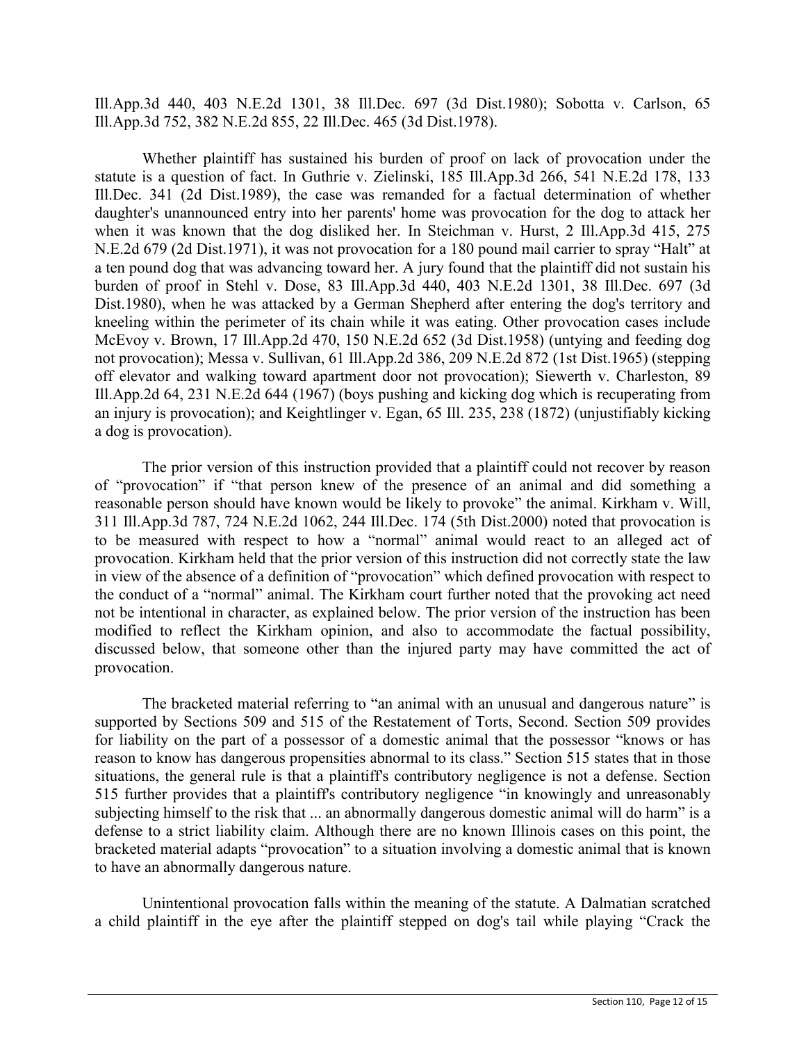Ill.App.3d 440, 403 N.E.2d 1301, 38 Ill.Dec. 697 (3d Dist.1980); Sobotta v. Carlson, 65 Ill.App.3d 752, 382 N.E.2d 855, 22 Ill.Dec. 465 (3d Dist.1978).

Whether plaintiff has sustained his burden of proof on lack of provocation under the statute is a question of fact. In Guthrie v. Zielinski, 185 Ill.App.3d 266, 541 N.E.2d 178, 133 Ill.Dec. 341 (2d Dist.1989), the case was remanded for a factual determination of whether daughter's unannounced entry into her parents' home was provocation for the dog to attack her when it was known that the dog disliked her. In Steichman v. Hurst, 2 Ill.App.3d 415, 275 N.E.2d 679 (2d Dist.1971), it was not provocation for a 180 pound mail carrier to spray "Halt" at a ten pound dog that was advancing toward her. A jury found that the plaintiff did not sustain his burden of proof in Stehl v. Dose, 83 Ill.App.3d 440, 403 N.E.2d 1301, 38 Ill.Dec. 697 (3d Dist.1980), when he was attacked by a German Shepherd after entering the dog's territory and kneeling within the perimeter of its chain while it was eating. Other provocation cases include McEvoy v. Brown, 17 Ill.App.2d 470, 150 N.E.2d 652 (3d Dist.1958) (untying and feeding dog not provocation); Messa v. Sullivan, 61 Ill.App.2d 386, 209 N.E.2d 872 (1st Dist.1965) (stepping off elevator and walking toward apartment door not provocation); Siewerth v. Charleston, 89 Ill.App.2d 64, 231 N.E.2d 644 (1967) (boys pushing and kicking dog which is recuperating from an injury is provocation); and Keightlinger v. Egan, 65 Ill. 235, 238 (1872) (unjustifiably kicking a dog is provocation).

The prior version of this instruction provided that a plaintiff could not recover by reason of "provocation" if "that person knew of the presence of an animal and did something a reasonable person should have known would be likely to provoke" the animal. Kirkham v. Will, 311 Ill.App.3d 787, 724 N.E.2d 1062, 244 Ill.Dec. 174 (5th Dist.2000) noted that provocation is to be measured with respect to how a "normal" animal would react to an alleged act of provocation. Kirkham held that the prior version of this instruction did not correctly state the law in view of the absence of a definition of "provocation" which defined provocation with respect to the conduct of a "normal" animal. The Kirkham court further noted that the provoking act need not be intentional in character, as explained below. The prior version of the instruction has been modified to reflect the Kirkham opinion, and also to accommodate the factual possibility, discussed below, that someone other than the injured party may have committed the act of provocation.

The bracketed material referring to "an animal with an unusual and dangerous nature" is supported by Sections 509 and 515 of the Restatement of Torts, Second. Section 509 provides for liability on the part of a possessor of a domestic animal that the possessor "knows or has reason to know has dangerous propensities abnormal to its class." Section 515 states that in those situations, the general rule is that a plaintiff's contributory negligence is not a defense. Section 515 further provides that a plaintiff's contributory negligence "in knowingly and unreasonably subjecting himself to the risk that ... an abnormally dangerous domestic animal will do harm" is a defense to a strict liability claim. Although there are no known Illinois cases on this point, the bracketed material adapts "provocation" to a situation involving a domestic animal that is known to have an abnormally dangerous nature.

Unintentional provocation falls within the meaning of the statute. A Dalmatian scratched a child plaintiff in the eye after the plaintiff stepped on dog's tail while playing "Crack the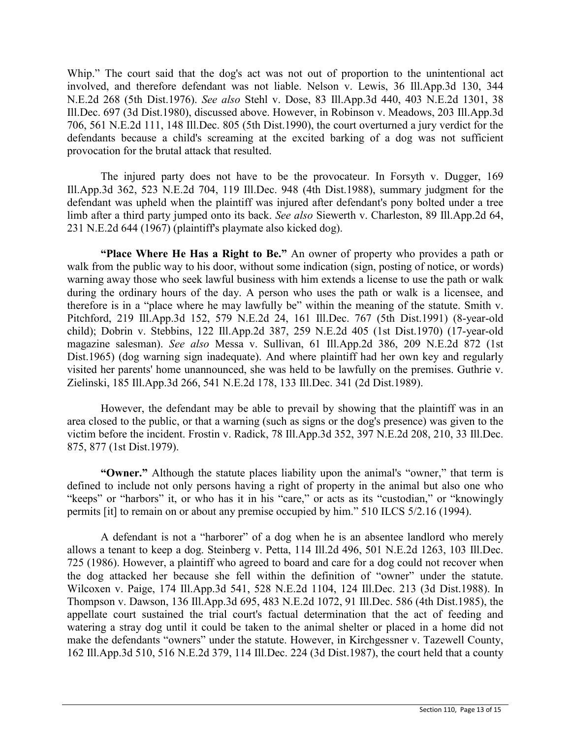Whip." The court said that the dog's act was not out of proportion to the unintentional act involved, and therefore defendant was not liable. Nelson v. Lewis, 36 Ill.App.3d 130, 344 N.E.2d 268 (5th Dist.1976). *See also* Stehl v. Dose, 83 Ill.App.3d 440, 403 N.E.2d 1301, 38 Ill.Dec. 697 (3d Dist.1980), discussed above. However, in Robinson v. Meadows, 203 Ill.App.3d 706, 561 N.E.2d 111, 148 Ill.Dec. 805 (5th Dist.1990), the court overturned a jury verdict for the defendants because a child's screaming at the excited barking of a dog was not sufficient provocation for the brutal attack that resulted.

The injured party does not have to be the provocateur. In Forsyth v. Dugger, 169 Ill.App.3d 362, 523 N.E.2d 704, 119 Ill.Dec. 948 (4th Dist.1988), summary judgment for the defendant was upheld when the plaintiff was injured after defendant's pony bolted under a tree limb after a third party jumped onto its back. *See also* Siewerth v. Charleston, 89 Ill.App.2d 64, 231 N.E.2d 644 (1967) (plaintiff's playmate also kicked dog).

**"Place Where He Has a Right to Be."** An owner of property who provides a path or walk from the public way to his door, without some indication (sign, posting of notice, or words) warning away those who seek lawful business with him extends a license to use the path or walk during the ordinary hours of the day. A person who uses the path or walk is a licensee, and therefore is in a "place where he may lawfully be" within the meaning of the statute. Smith v. Pitchford, 219 Ill.App.3d 152, 579 N.E.2d 24, 161 Ill.Dec. 767 (5th Dist.1991) (8-year-old child); Dobrin v. Stebbins, 122 Ill.App.2d 387, 259 N.E.2d 405 (1st Dist.1970) (17-year-old magazine salesman). *See also* Messa v. Sullivan, 61 Ill.App.2d 386, 209 N.E.2d 872 (1st Dist.1965) (dog warning sign inadequate). And where plaintiff had her own key and regularly visited her parents' home unannounced, she was held to be lawfully on the premises. Guthrie v. Zielinski, 185 Ill.App.3d 266, 541 N.E.2d 178, 133 Ill.Dec. 341 (2d Dist.1989).

However, the defendant may be able to prevail by showing that the plaintiff was in an area closed to the public, or that a warning (such as signs or the dog's presence) was given to the victim before the incident. Frostin v. Radick, 78 Ill.App.3d 352, 397 N.E.2d 208, 210, 33 Ill.Dec. 875, 877 (1st Dist.1979).

**"Owner."** Although the statute places liability upon the animal's "owner," that term is defined to include not only persons having a right of property in the animal but also one who "keeps" or "harbors" it, or who has it in his "care," or acts as its "custodian," or "knowingly permits [it] to remain on or about any premise occupied by him." 510 ILCS 5/2.16 (1994).

A defendant is not a "harborer" of a dog when he is an absentee landlord who merely allows a tenant to keep a dog. Steinberg v. Petta, 114 Ill.2d 496, 501 N.E.2d 1263, 103 Ill.Dec. 725 (1986). However, a plaintiff who agreed to board and care for a dog could not recover when the dog attacked her because she fell within the definition of "owner" under the statute. Wilcoxen v. Paige, 174 Ill.App.3d 541, 528 N.E.2d 1104, 124 Ill.Dec. 213 (3d Dist.1988). In Thompson v. Dawson, 136 Ill.App.3d 695, 483 N.E.2d 1072, 91 Ill.Dec. 586 (4th Dist.1985), the appellate court sustained the trial court's factual determination that the act of feeding and watering a stray dog until it could be taken to the animal shelter or placed in a home did not make the defendants "owners" under the statute. However, in Kirchgessner v. Tazewell County, 162 Ill.App.3d 510, 516 N.E.2d 379, 114 Ill.Dec. 224 (3d Dist.1987), the court held that a county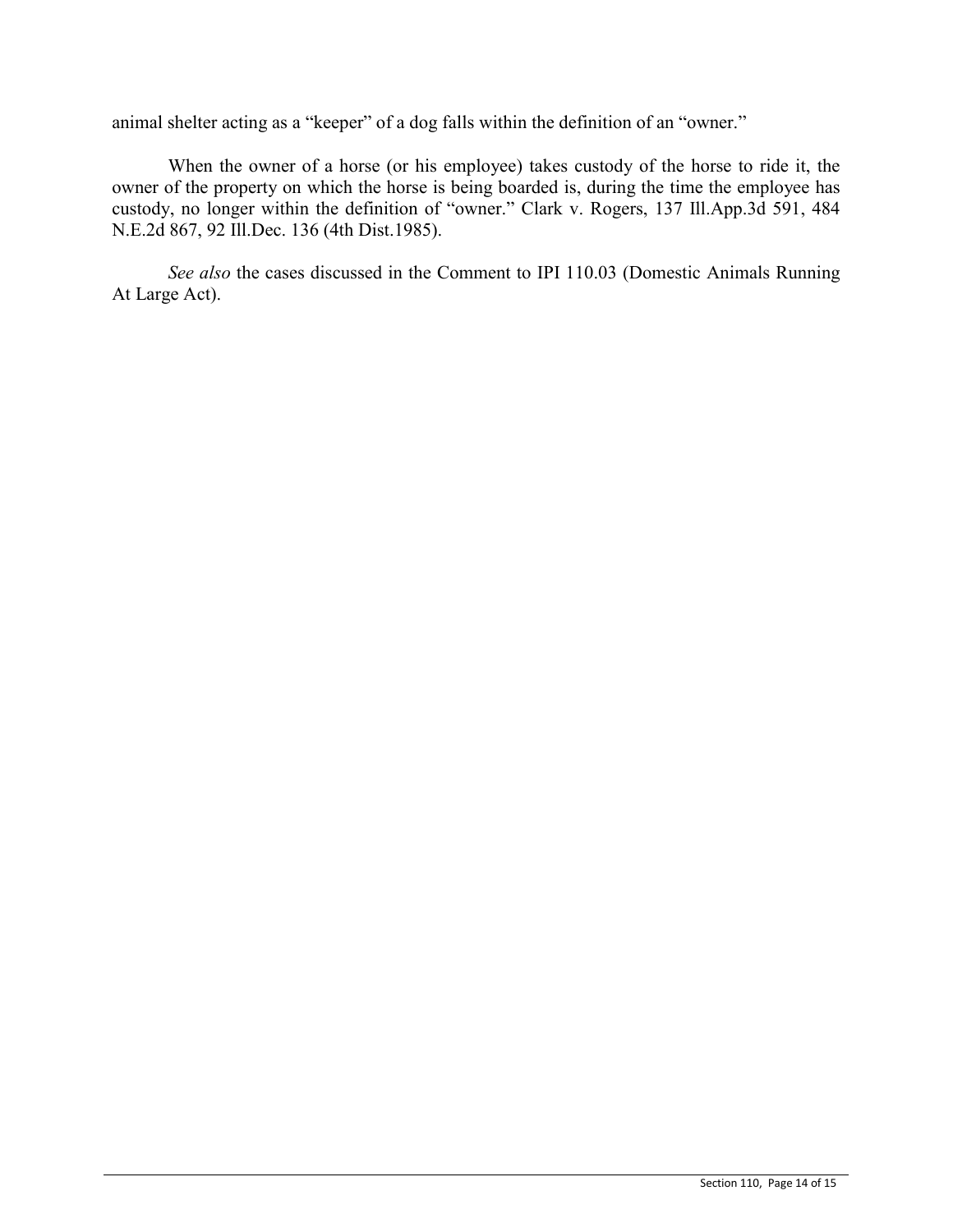animal shelter acting as a "keeper" of a dog falls within the definition of an "owner."

When the owner of a horse (or his employee) takes custody of the horse to ride it, the owner of the property on which the horse is being boarded is, during the time the employee has custody, no longer within the definition of "owner." Clark v. Rogers, 137 Ill.App.3d 591, 484 N.E.2d 867, 92 Ill.Dec. 136 (4th Dist.1985).

*See also* the cases discussed in the Comment to IPI 110.03 (Domestic Animals Running At Large Act).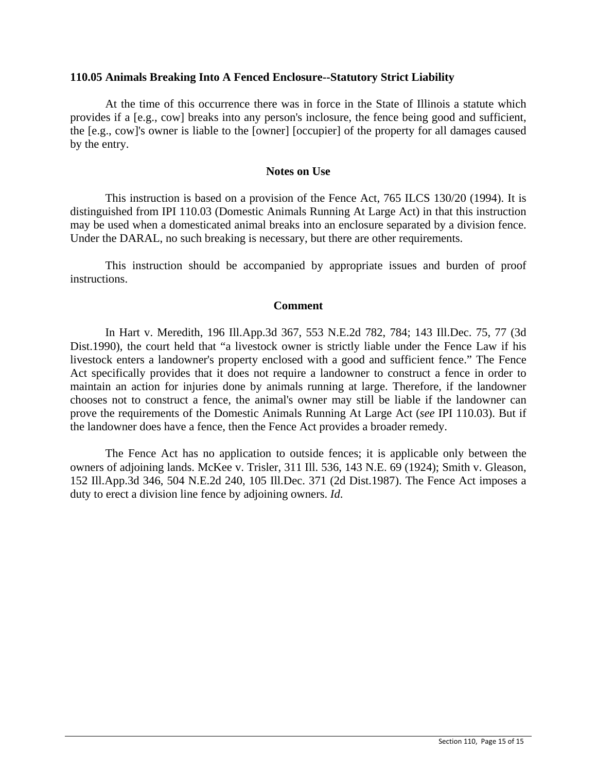### 110.05 Animals Breaking Into A Fenced Enclosure--Statutory Strict Liability

At the time of this occurrence there was in force in the State of Illinois a statute which provides if a [e.g., cow] breaks into any person's inclosure, the fence being good and sufficient, the [e.g., cow]'s owner is liable to the [owner] [occupier] of the property for all damages caused by the entry.

#### Notes on Use

This instruction is based on a provision of the Fence Act, 765 ILCS 130/20 (1994). It is distinguished from IPI 110.03 (Domestic Animals Running At Large Act) in that this instruction may be used when a domesticated animal breaks into an enclosure separated by a division fence. Under the DARAL, no such breaking is necessary, but there are other requirements.

This instruction should be accompanied by appropriate issues and burden of proof instructions.

#### Comment

In Hart v. Meredith, 196 Ill.App.3d 367, 553 N.E.2d 782, 784; 143 Ill.Dec. 75, 77 (3d Dist.1990), the court held that "a livestock owner is strictly liable under the Fence Law if his livestock enters a landowner's property enclosed with a good and sufficient fence." The Fence Act specifically provides that it does not require a landowner to construct a fence in order to maintain an action for injuries done by animals running at large. Therefore, if the landowner chooses not to construct a fence, the animal's owner may still be liable if the landowner can prove the requirements of the Domestic Animals Running At Large Act (*see* IPI 110.03). But if the landowner does have a fence, then the Fence Act provides a broader remedy.

The Fence Act has no application to outside fences; it is applicable only between the owners of adjoining lands. McKee v. Trisler, 311 Ill. 536, 143 N.E. 69 (1924); Smith v. Gleason, 152 Ill.App.3d 346, 504 N.E.2d 240, 105 Ill.Dec. 371 (2d Dist.1987). The Fence Act imposes a duty to erect a division line fence by adjoining owners. *Id.*